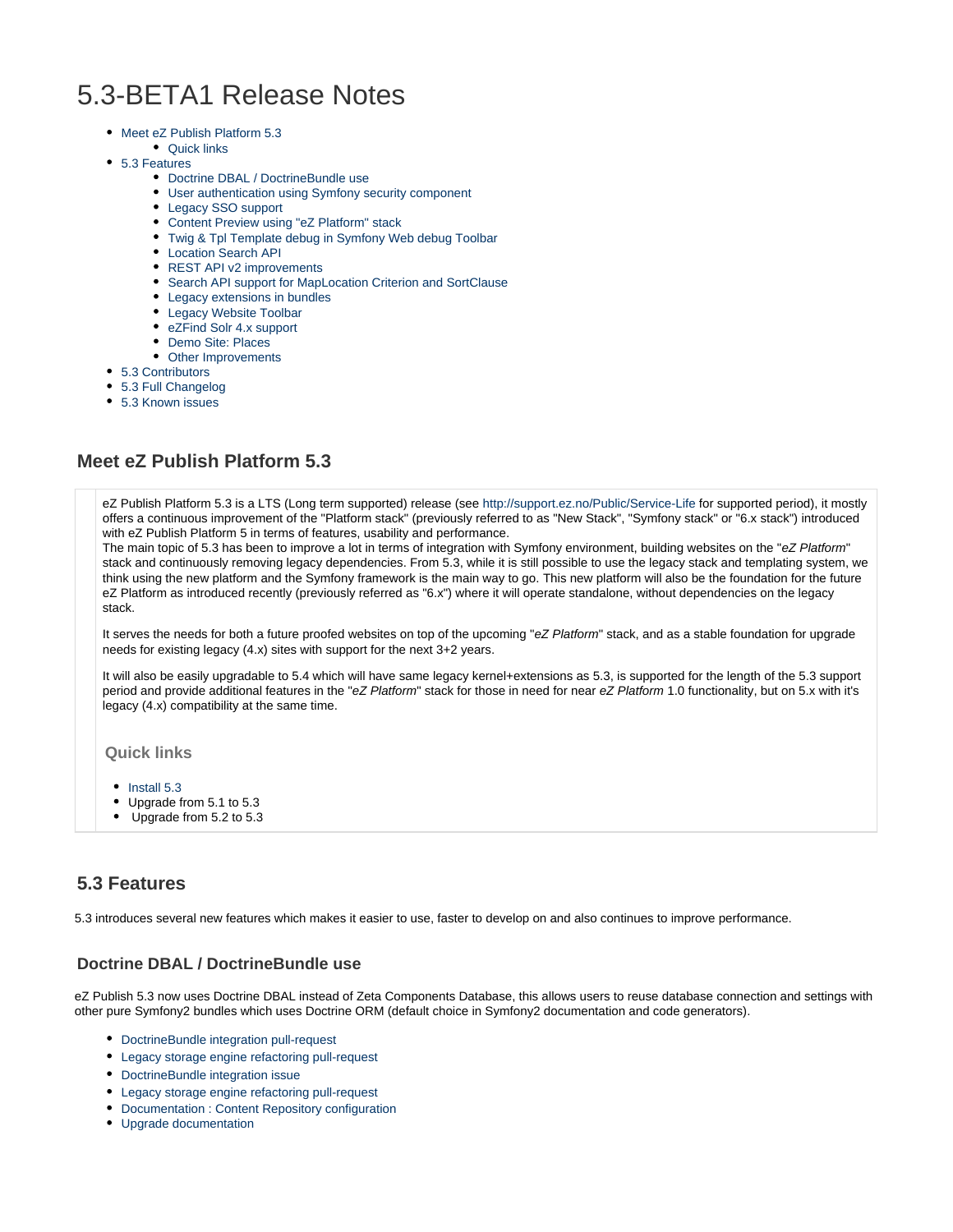# 5.3-BETA1 Release Notes

- Meet eZ Publish Platform 5.3
  - Quick links
- 5.3 Features
  - Doctrine DBAL / DoctrineBundle use
  - User authentication using Symfony security component
  - Legacy SSO support
  - Content Preview using "eZ Platform" stack
  - Twig & Tpl Template debug in Symfony Web debug Toolbar
  - Location Search API
  - REST API v2 improvements
  - Search API support for MapLocation Criterion and SortClause
  - Legacy extensions in bundles
  - Legacy Website Toolbar
  - eZFind Solr 4.x support
  - Demo Site: Places
  - Other Improvements
- 5.3 Contributors
- 5.3 Full Changelog
- 5.3 Known issues

## Meet eZ Publish Platform 5.3

eZ Publish Platform 5.3 is a LTS (Long term supported) release (see http://support.ez.no/Public/Service-Life for supported period), it mostly offers a continuous improvement of the "Platform stack" (previously referred to as "New Stack", "Symfony stack" or "6.x stack") introduced with eZ Publish Platform 5 in terms of features, usability and performance.
The main topic of 5.3 has been to improve a lot in terms of integration with Symfony environment, building websites on the "*eZ Platform*" stack and continuously removing legacy dependencies. From 5.3, while it is still possible to use the legacy stack and templating system, we think using the new platform and the Symfony framework is the main way to go. This new platform will also be the foundation for the future eZ Platform as introduced recently (previously referred as "6.x") where it will operate standalone, without dependencies on the legacy stack.

It serves the needs for both a future proofed websites on top of the upcoming "*eZ Platform*" stack, and as a stable foundation for upgrade needs for existing legacy (4.x) sites with support for the next 3+2 years.

It will also be easily upgradable to 5.4 which will have same legacy kernel+extensions as 5.3, is supported for the length of the 5.3 support period and provide additional features in the "*eZ Platform*" stack for those in need for near *eZ Platform* 1.0 functionality, but on 5.x with it's legacy (4.x) compatibility at the same time.

### Quick links

- Install 5.3
- Upgrade from 5.1 to 5.3
- Upgrade from 5.2 to 5.3

## 5.3 Features

5.3 introduces several new features which makes it easier to use, faster to develop on and also continues to improve performance.

### Doctrine DBAL / DoctrineBundle use

eZ Publish 5.3 now uses Doctrine DBAL instead of Zeta Components Database, this allows users to reuse database connection and settings with other pure Symfony2 bundles which uses Doctrine ORM (default choice in Symfony2 documentation and code generators).

- DoctrineBundle integration pull-request
- Legacy storage engine refactoring pull-request
- DoctrineBundle integration issue
- Legacy storage engine refactoring pull-request
- Documentation : Content Repository configuration
- Upgrade documentation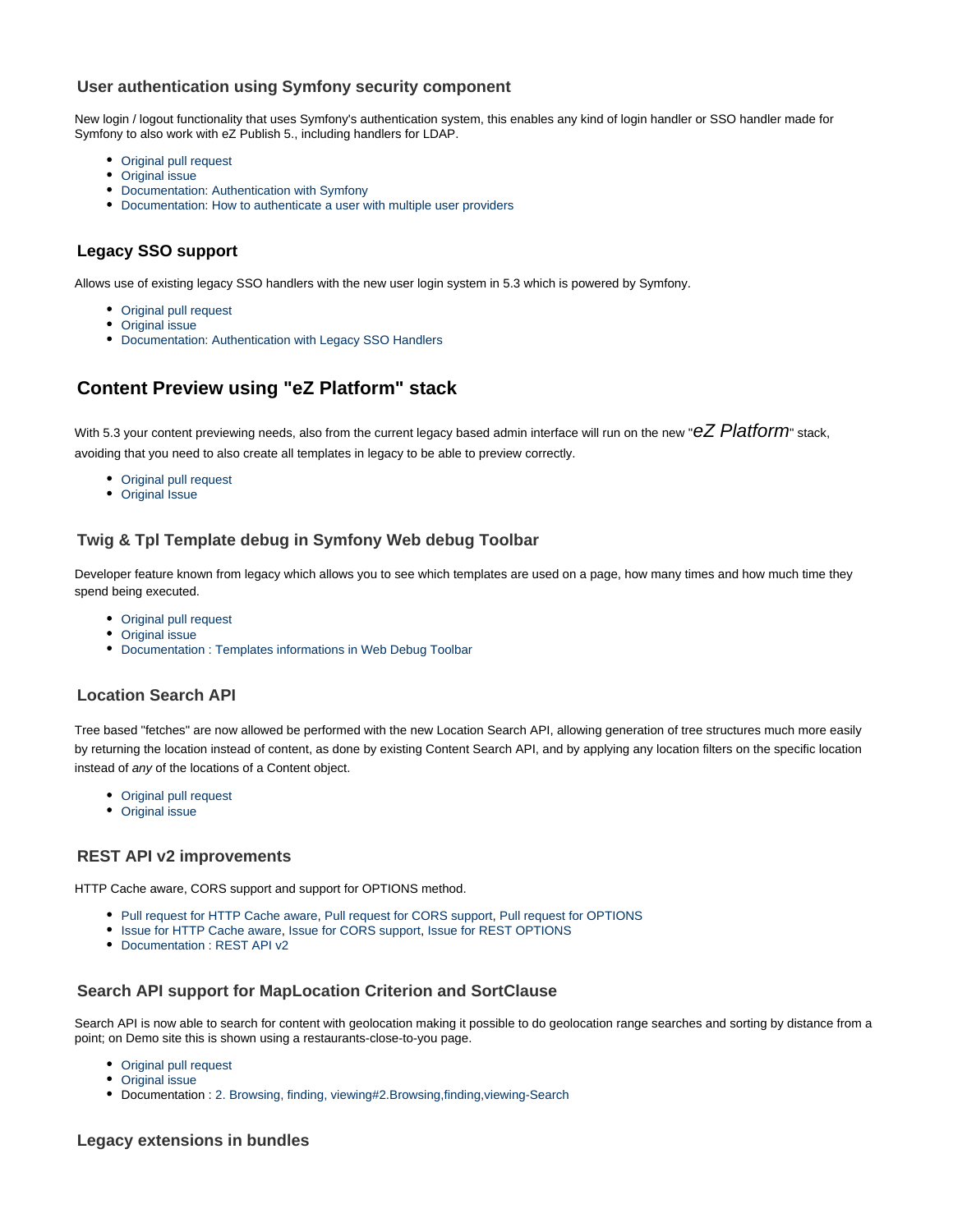### User authentication using Symfony security component

New login / logout functionality that uses Symfony's authentication system, this enables any kind of login handler or SSO handler made for Symfony to also work with eZ Publish 5., including handlers for LDAP.

- Original pull request
- Original issue
- Documentation: Authentication with Symfony
- Documentation: How to authenticate a user with multiple user providers

### Legacy SSO support

Allows use of existing legacy SSO handlers with the new user login system in 5.3 which is powered by Symfony.

- Original pull request
- Original issue
- Documentation: Authentication with Legacy SSO Handlers

## Content Preview using "eZ Platform" stack

With 5.3 your content previewing needs, also from the current legacy based admin interface will run on the new "*eZ Platform*" stack, avoiding that you need to also create all templates in legacy to be able to preview correctly.

- Original pull request
- Original Issue

### Twig & Tpl Template debug in Symfony Web debug Toolbar

Developer feature known from legacy which allows you to see which templates are used on a page, how many times and how much time they spend being executed.

- Original pull request
- Original issue
- Documentation : Templates informations in Web Debug Toolbar

### Location Search API

Tree based "fetches" are now allowed be performed with the new Location Search API, allowing generation of tree structures much more easily by returning the location instead of content, as done by existing Content Search API, and by applying any location filters on the specific location instead of *any* of the locations of a Content object.

- Original pull request
- Original issue

### REST API v2 improvements

HTTP Cache aware, CORS support and support for OPTIONS method.

- Pull request for HTTP Cache aware, Pull request for CORS support, Pull request for OPTIONS
- Issue for HTTP Cache aware, Issue for CORS support, Issue for REST OPTIONS
- Documentation : REST API v2

### Search API support for MapLocation Criterion and SortClause

Search API is now able to search for content with geolocation making it possible to do geolocation range searches and sorting by distance from a point; on Demo site this is shown using a restaurants-close-to-you page.

- Original pull request
- Original issue
- Documentation : 2. Browsing, finding, viewing#2.Browsing,finding,viewing-Search

### Legacy extensions in bundles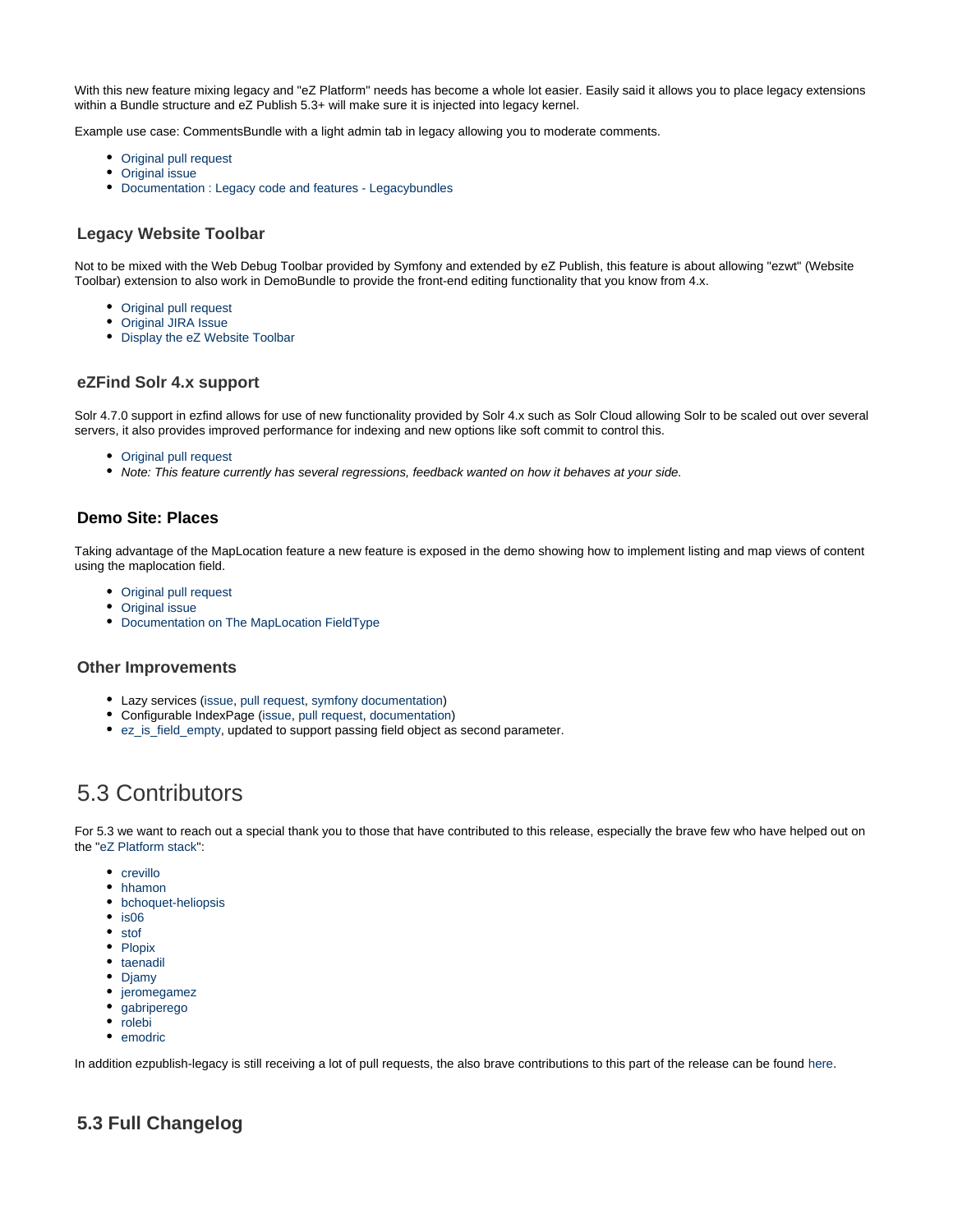With this new feature mixing legacy and "eZ Platform" needs has become a whole lot easier. Easily said it allows you to place legacy extensions within a Bundle structure and eZ Publish 5.3+ will make sure it is injected into legacy kernel.

Example use case: CommentsBundle with a light admin tab in legacy allowing you to moderate comments.

- Original pull request
- Original issue
- Documentation : Legacy code and features - Legacybundles

### Legacy Website Toolbar

Not to be mixed with the Web Debug Toolbar provided by Symfony and extended by eZ Publish, this feature is about allowing "ezwt" (Website Toolbar) extension to also work in DemoBundle to provide the front-end editing functionality that you know from 4.x.

- Original pull request
- Original JIRA Issue
- Display the eZ Website Toolbar

### eZFind Solr 4.x support

Solr 4.7.0 support in ezfind allows for use of new functionality provided by Solr 4.x such as Solr Cloud allowing Solr to be scaled out over several servers, it also provides improved performance for indexing and new options like soft commit to control this.

- Original pull request
- *Note: This feature currently has several regressions, feedback wanted on how it behaves at your side.*

### Demo Site: Places

Taking advantage of the MapLocation feature a new feature is exposed in the demo showing how to implement listing and map views of content using the maplocation field.

- Original pull request
- Original issue
- Documentation on The MapLocation FieldType

### Other Improvements

- Lazy services (issue, pull request, symfony documentation)
- Configurable IndexPage (issue, pull request, documentation)
- ez_is_field_empty, updated to support passing field object as second parameter.

## 5.3 Contributors

For 5.3 we want to reach out a special thank you to those that have contributed to this release, especially the brave few who have helped out on the "eZ Platform stack":

- crevillo
- hhamon
- bchoquet-heliopsis
- is06
- stof
- Plopix
- taenadil
- Djamy
- jeromegamez
- gabriperego
- rolebi
- emodric

In addition ezpublish-legacy is still receiving a lot of pull requests, the also brave contributions to this part of the release can be found here.

### 5.3 Full Changelog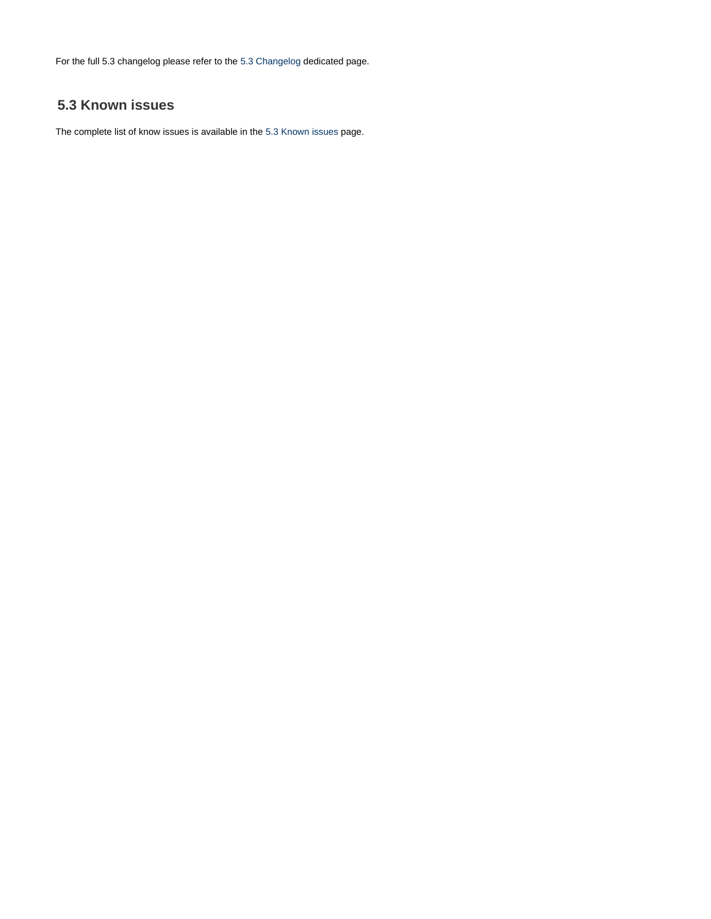For the full 5.3 changelog please refer to the 5.3 Changelog dedicated page.

## 5.3 Known issues

The complete list of know issues is available in the 5.3 Known issues page.